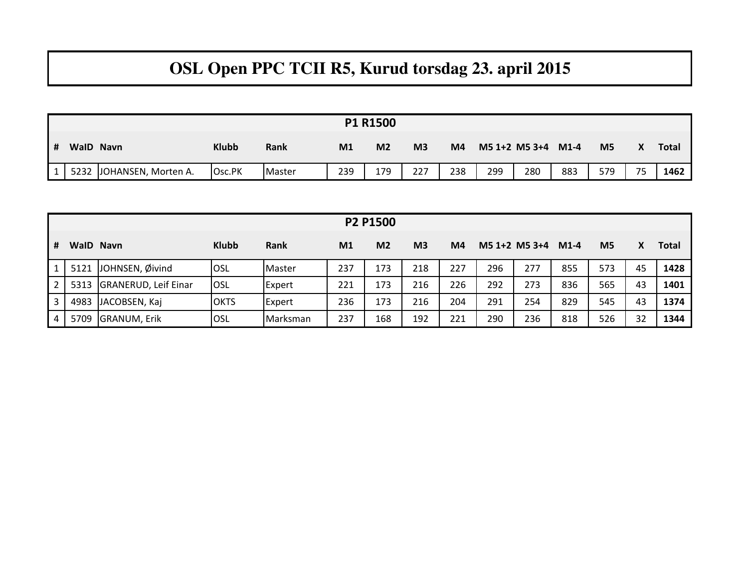# OSL Open PPC TCII R5, Kurud torsdag 23. april 2015

**P1 R1500**

| # | WaID | Navn | Klubb | Rank | M1 | M2 | M3 | M4 | M5 1+2 | M5 3+4 | M1-4 | M5 | X | Total |
|---|---|---|---|---|---|---|---|---|---|---|---|---|---|---|
| 1 | 5232 | JOHANSEN, Morten A. | Osc.PK | Master | 239 | 179 | 227 | 238 | 299 | 280 | 883 | 579 | 75 | **1462** |

**P2 P1500**

| # | WaID | Navn | Klubb | Rank | M1 | M2 | M3 | M4 | M5 1+2 | M5 3+4 | M1-4 | M5 | X | Total |
|---|---|---|---|---|---|---|---|---|---|---|---|---|---|---|
| 1 | 5121 | JOHNSEN, Øivind | OSL | Master | 237 | 173 | 218 | 227 | 296 | 277 | 855 | 573 | 45 | **1428** |
| 2 | 5313 | GRANERUD, Leif Einar | OSL | Expert | 221 | 173 | 216 | 226 | 292 | 273 | 836 | 565 | 43 | **1401** |
| 3 | 4983 | JACOBSEN, Kaj | OKTS | Expert | 236 | 173 | 216 | 204 | 291 | 254 | 829 | 545 | 43 | **1374** |
| 4 | 5709 | GRANUM, Erik | OSL | Marksman | 237 | 168 | 192 | 221 | 290 | 236 | 818 | 526 | 32 | **1344** |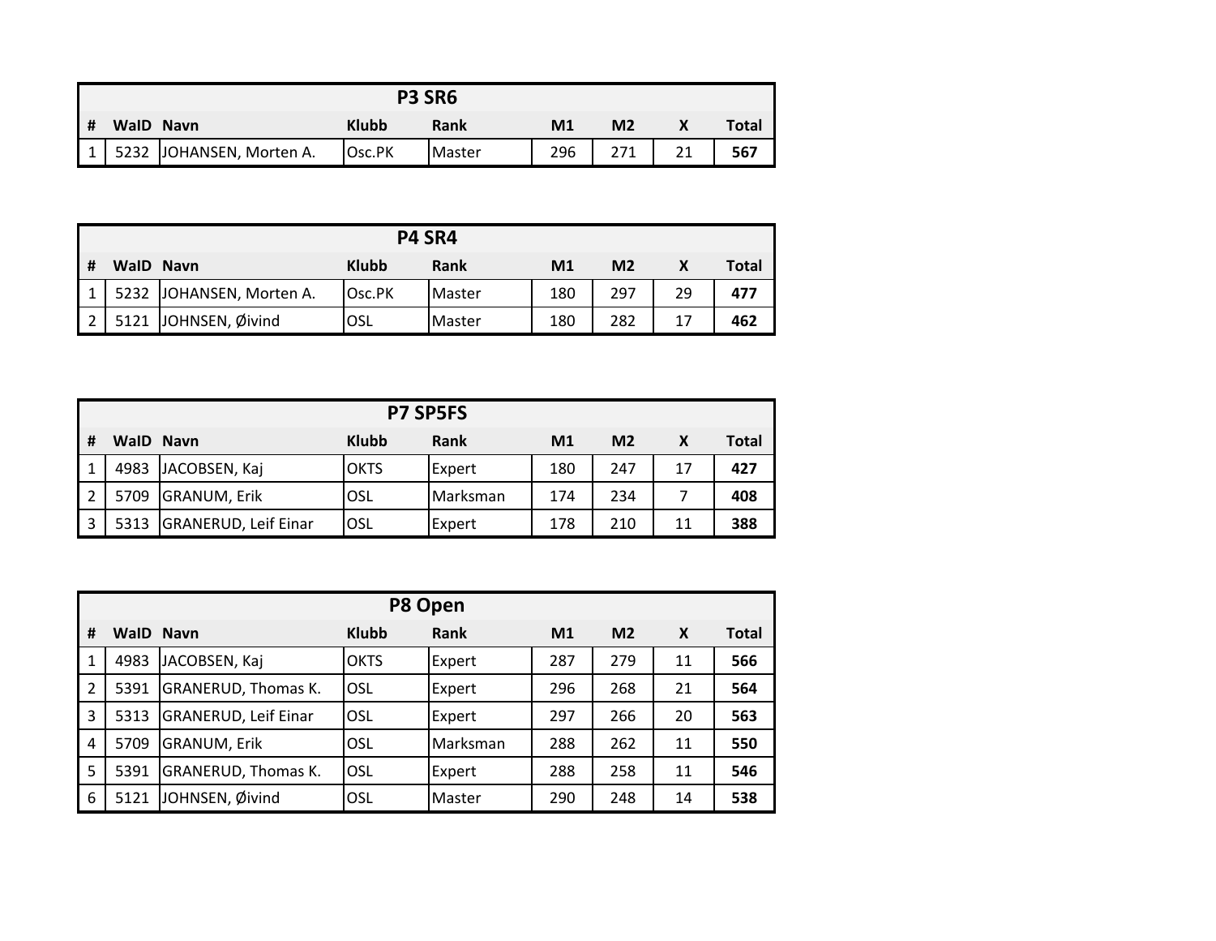## P3 SR6

| # | WaID | Navn | Klubb | Rank | M1 | M2 | X | Total |
|---|---|---|---|---|---|---|---|---|
| 1 | 5232 | JOHANSEN, Morten A. | Osc.PK | Master | 296 | 271 | 21 | **567** |

## P4 SR4

| # | WaID | Navn | Klubb | Rank | M1 | M2 | X | Total |
|---|---|---|---|---|---|---|---|---|
| 1 | 5232 | JOHANSEN, Morten A. | Osc.PK | Master | 180 | 297 | 29 | **477** |
| 2 | 5121 | JOHNSEN, Øivind | OSL | Master | 180 | 282 | 17 | **462** |

## P7 SP5FS

| # | WaID | Navn | Klubb | Rank | M1 | M2 | X | Total |
|---|---|---|---|---|---|---|---|---|
| 1 | 4983 | JACOBSEN, Kaj | OKTS | Expert | 180 | 247 | 17 | **427** |
| 2 | 5709 | GRANUM, Erik | OSL | Marksman | 174 | 234 | 7 | **408** |
| 3 | 5313 | GRANERUD, Leif Einar | OSL | Expert | 178 | 210 | 11 | **388** |

## P8 Open

| # | WaID | Navn | Klubb | Rank | M1 | M2 | X | Total |
|---|---|---|---|---|---|---|---|---|
| 1 | 4983 | JACOBSEN, Kaj | OKTS | Expert | 287 | 279 | 11 | **566** |
| 2 | 5391 | GRANERUD, Thomas K. | OSL | Expert | 296 | 268 | 21 | **564** |
| 3 | 5313 | GRANERUD, Leif Einar | OSL | Expert | 297 | 266 | 20 | **563** |
| 4 | 5709 | GRANUM, Erik | OSL | Marksman | 288 | 262 | 11 | **550** |
| 5 | 5391 | GRANERUD, Thomas K. | OSL | Expert | 288 | 258 | 11 | **546** |
| 6 | 5121 | JOHNSEN, Øivind | OSL | Master | 290 | 248 | 14 | **538** |